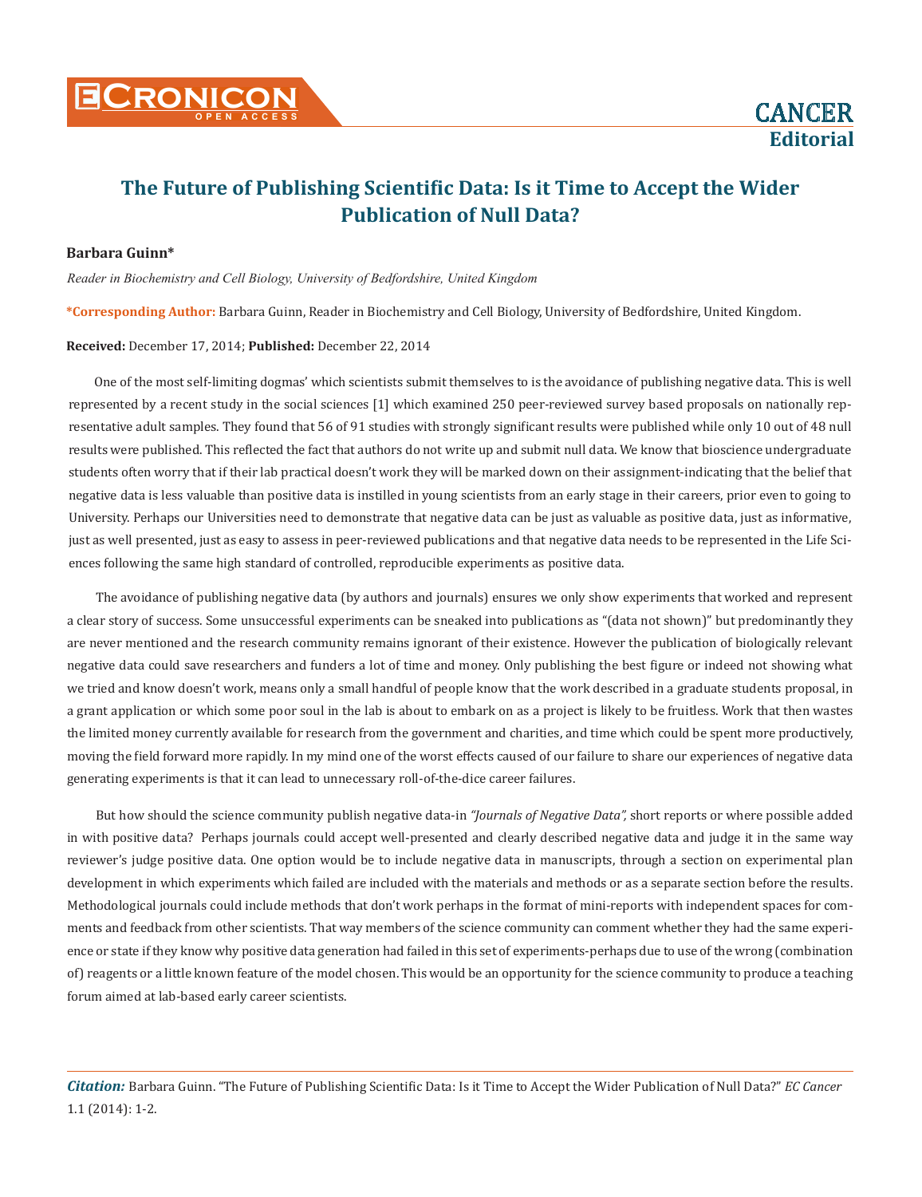# The Future of Publishing Scientific Data: Is it Time to Accept the Wider Publication of Null Data?

**Barbara Guinn***

*Reader in Biochemistry and Cell Biology, University of Bedfordshire, United Kingdom*

***Corresponding Author:** Barbara Guinn, Reader in Biochemistry and Cell Biology, University of Bedfordshire, United Kingdom.

**Received:** December 17, 2014; **Published:** December 22, 2014

One of the most self-limiting dogmas' which scientists submit themselves to is the avoidance of publishing negative data. This is well represented by a recent study in the social sciences [1] which examined 250 peer-reviewed survey based proposals on nationally representative adult samples. They found that 56 of 91 studies with strongly significant results were published while only 10 out of 48 null results were published. This reflected the fact that authors do not write up and submit null data. We know that bioscience undergraduate students often worry that if their lab practical doesn't work they will be marked down on their assignment-indicating that the belief that negative data is less valuable than positive data is instilled in young scientists from an early stage in their careers, prior even to going to University. Perhaps our Universities need to demonstrate that negative data can be just as valuable as positive data, just as informative, just as well presented, just as easy to assess in peer-reviewed publications and that negative data needs to be represented in the Life Sciences following the same high standard of controlled, reproducible experiments as positive data.

The avoidance of publishing negative data (by authors and journals) ensures we only show experiments that worked and represent a clear story of success. Some unsuccessful experiments can be sneaked into publications as "(data not shown)" but predominantly they are never mentioned and the research community remains ignorant of their existence. However the publication of biologically relevant negative data could save researchers and funders a lot of time and money. Only publishing the best figure or indeed not showing what we tried and know doesn't work, means only a small handful of people know that the work described in a graduate students proposal, in a grant application or which some poor soul in the lab is about to embark on as a project is likely to be fruitless. Work that then wastes the limited money currently available for research from the government and charities, and time which could be spent more productively, moving the field forward more rapidly. In my mind one of the worst effects caused of our failure to share our experiences of negative data generating experiments is that it can lead to unnecessary roll-of-the-dice career failures.

But how should the science community publish negative data-in *"Journals of Negative Data",* short reports or where possible added in with positive data? Perhaps journals could accept well-presented and clearly described negative data and judge it in the same way reviewer's judge positive data. One option would be to include negative data in manuscripts, through a section on experimental plan development in which experiments which failed are included with the materials and methods or as a separate section before the results. Methodological journals could include methods that don't work perhaps in the format of mini-reports with independent spaces for comments and feedback from other scientists. That way members of the science community can comment whether they had the same experience or state if they know why positive data generation had failed in this set of experiments-perhaps due to use of the wrong (combination of) reagents or a little known feature of the model chosen. This would be an opportunity for the science community to produce a teaching forum aimed at lab-based early career scientists.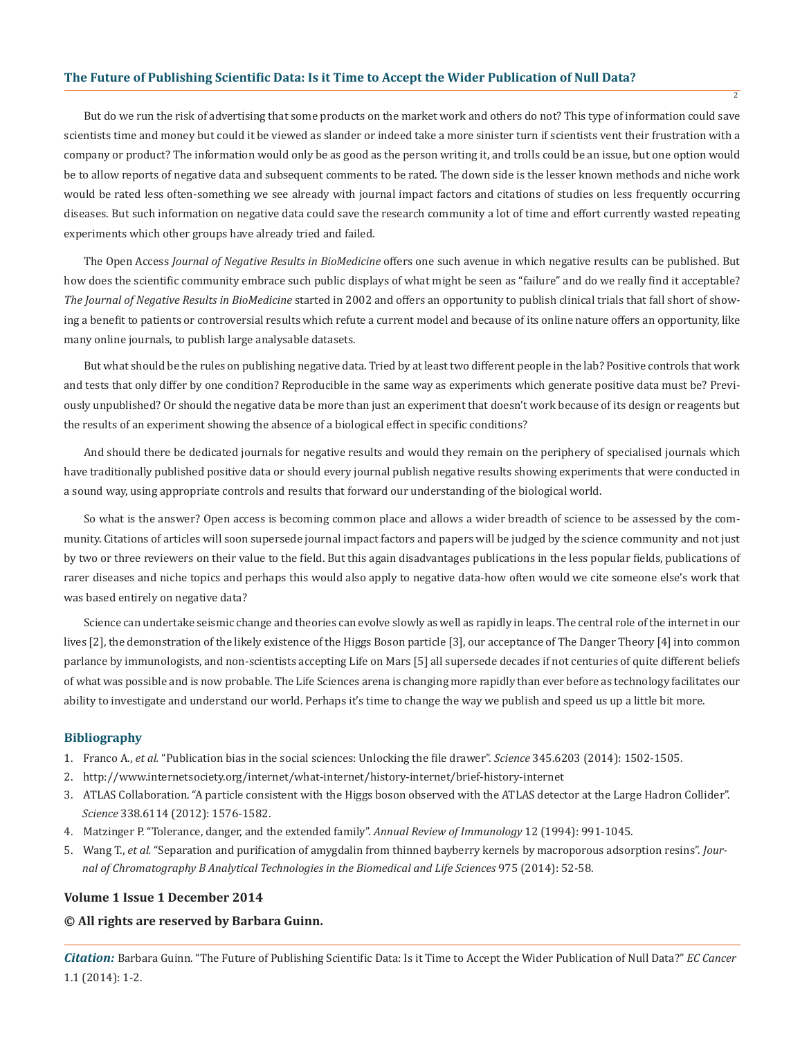But do we run the risk of advertising that some products on the market work and others do not? This type of information could save scientists time and money but could it be viewed as slander or indeed take a more sinister turn if scientists vent their frustration with a company or product? The information would only be as good as the person writing it, and trolls could be an issue, but one option would be to allow reports of negative data and subsequent comments to be rated. The down side is the lesser known methods and niche work would be rated less often-something we see already with journal impact factors and citations of studies on less frequently occurring diseases. But such information on negative data could save the research community a lot of time and effort currently wasted repeating experiments which other groups have already tried and failed.

The Open Access *Journal of Negative Results in BioMedicine* offers one such avenue in which negative results can be published. But how does the scientific community embrace such public displays of what might be seen as "failure" and do we really find it acceptable? *The Journal of Negative Results in BioMedicine* started in 2002 and offers an opportunity to publish clinical trials that fall short of showing a benefit to patients or controversial results which refute a current model and because of its online nature offers an opportunity, like many online journals, to publish large analysable datasets.

But what should be the rules on publishing negative data. Tried by at least two different people in the lab? Positive controls that work and tests that only differ by one condition? Reproducible in the same way as experiments which generate positive data must be? Previously unpublished? Or should the negative data be more than just an experiment that doesn't work because of its design or reagents but the results of an experiment showing the absence of a biological effect in specific conditions?

And should there be dedicated journals for negative results and would they remain on the periphery of specialised journals which have traditionally published positive data or should every journal publish negative results showing experiments that were conducted in a sound way, using appropriate controls and results that forward our understanding of the biological world.

So what is the answer? Open access is becoming common place and allows a wider breadth of science to be assessed by the community. Citations of articles will soon supersede journal impact factors and papers will be judged by the science community and not just by two or three reviewers on their value to the field. But this again disadvantages publications in the less popular fields, publications of rarer diseases and niche topics and perhaps this would also apply to negative data-how often would we cite someone else's work that was based entirely on negative data?

Science can undertake seismic change and theories can evolve slowly as well as rapidly in leaps. The central role of the internet in our lives [2], the demonstration of the likely existence of the Higgs Boson particle [3], our acceptance of The Danger Theory [4] into common parlance by immunologists, and non-scientists accepting Life on Mars [5] all supersede decades if not centuries of quite different beliefs of what was possible and is now probable. The Life Sciences arena is changing more rapidly than ever before as technology facilitates our ability to investigate and understand our world. Perhaps it's time to change the way we publish and speed us up a little bit more.

## Bibliography

1. Franco A., *et al.* "Publication bias in the social sciences: Unlocking the file drawer". *Science* 345.6203 (2014): 1502-1505.
2. http://www.internetsociety.org/internet/what-internet/history-internet/brief-history-internet
3. ATLAS Collaboration. "A particle consistent with the Higgs boson observed with the ATLAS detector at the Large Hadron Collider". *Science* 338.6114 (2012): 1576-1582.
4. Matzinger P. "Tolerance, danger, and the extended family". *Annual Review of Immunology* 12 (1994): 991-1045.
5. Wang T., *et al.* "Separation and purification of amygdalin from thinned bayberry kernels by macroporous adsorption resins". *Journal of Chromatography B Analytical Technologies in the Biomedical and Life Sciences* 975 (2014): 52-58.

**Volume 1 Issue 1 December 2014**

**© All rights are reserved by Barbara Guinn.**